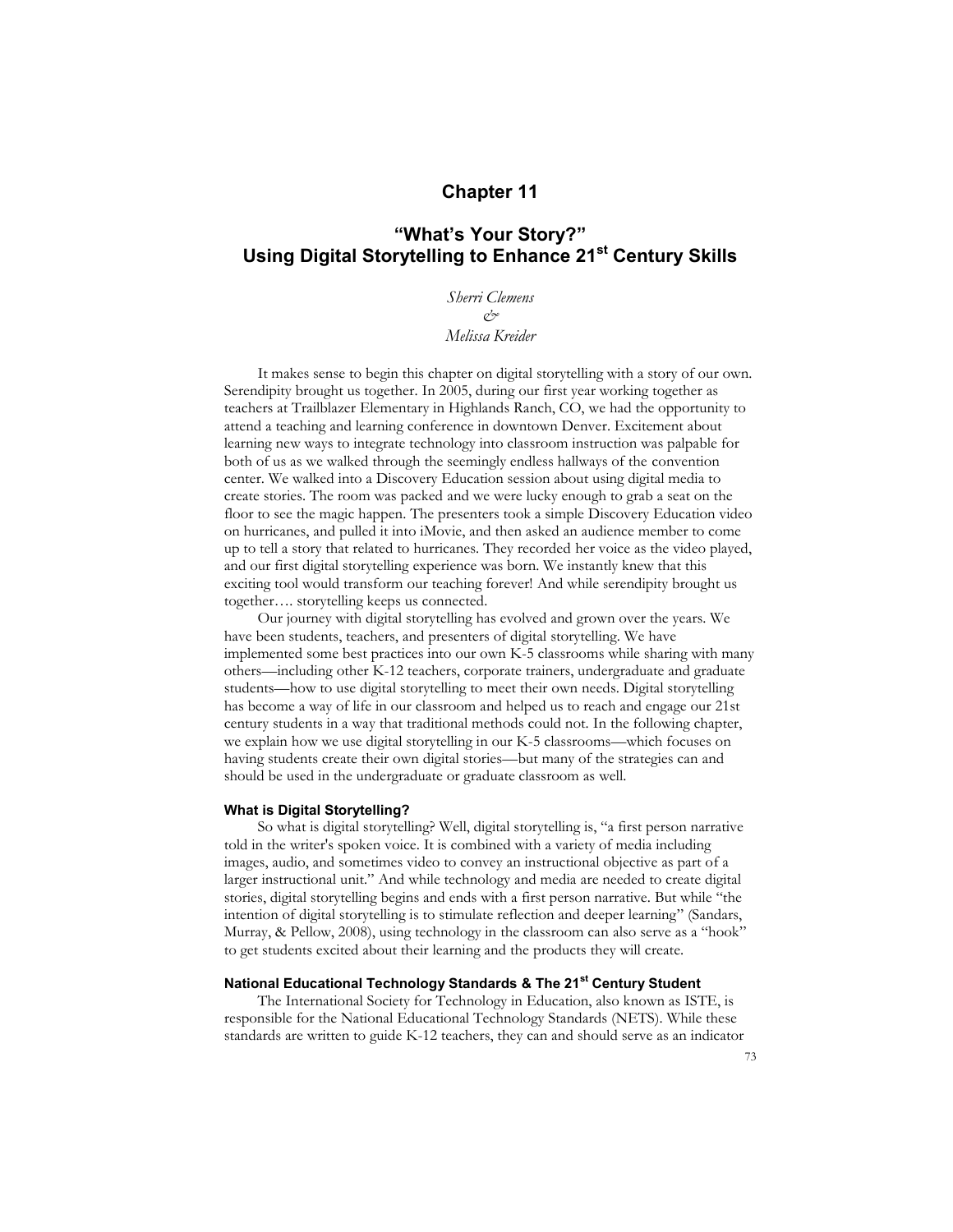# Chapter 11

## "What's Your Story?" Using Digital Storytelling to Enhance 21st Century Skills

*Sherri Clemens*
*&*
*Melissa Kreider*

It makes sense to begin this chapter on digital storytelling with a story of our own. Serendipity brought us together. In 2005, during our first year working together as teachers at Trailblazer Elementary in Highlands Ranch, CO, we had the opportunity to attend a teaching and learning conference in downtown Denver. Excitement about learning new ways to integrate technology into classroom instruction was palpable for both of us as we walked through the seemingly endless hallways of the convention center. We walked into a Discovery Education session about using digital media to create stories. The room was packed and we were lucky enough to grab a seat on the floor to see the magic happen. The presenters took a simple Discovery Education video on hurricanes, and pulled it into iMovie, and then asked an audience member to come up to tell a story that related to hurricanes. They recorded her voice as the video played, and our first digital storytelling experience was born. We instantly knew that this exciting tool would transform our teaching forever! And while serendipity brought us together…. storytelling keeps us connected.

Our journey with digital storytelling has evolved and grown over the years. We have been students, teachers, and presenters of digital storytelling. We have implemented some best practices into our own K-5 classrooms while sharing with many others—including other K-12 teachers, corporate trainers, undergraduate and graduate students—how to use digital storytelling to meet their own needs. Digital storytelling has become a way of life in our classroom and helped us to reach and engage our 21st century students in a way that traditional methods could not. In the following chapter, we explain how we use digital storytelling in our K-5 classrooms—which focuses on having students create their own digital stories—but many of the strategies can and should be used in the undergraduate or graduate classroom as well.

### What is Digital Storytelling?

So what is digital storytelling? Well, digital storytelling is, "a first person narrative told in the writer's spoken voice. It is combined with a variety of media including images, audio, and sometimes video to convey an instructional objective as part of a larger instructional unit." And while technology and media are needed to create digital stories, digital storytelling begins and ends with a first person narrative. But while "the intention of digital storytelling is to stimulate reflection and deeper learning" (Sandars, Murray, & Pellow, 2008), using technology in the classroom can also serve as a "hook" to get students excited about their learning and the products they will create.

### National Educational Technology Standards & The 21st Century Student

The International Society for Technology in Education, also known as ISTE, is responsible for the National Educational Technology Standards (NETS). While these standards are written to guide K-12 teachers, they can and should serve as an indicator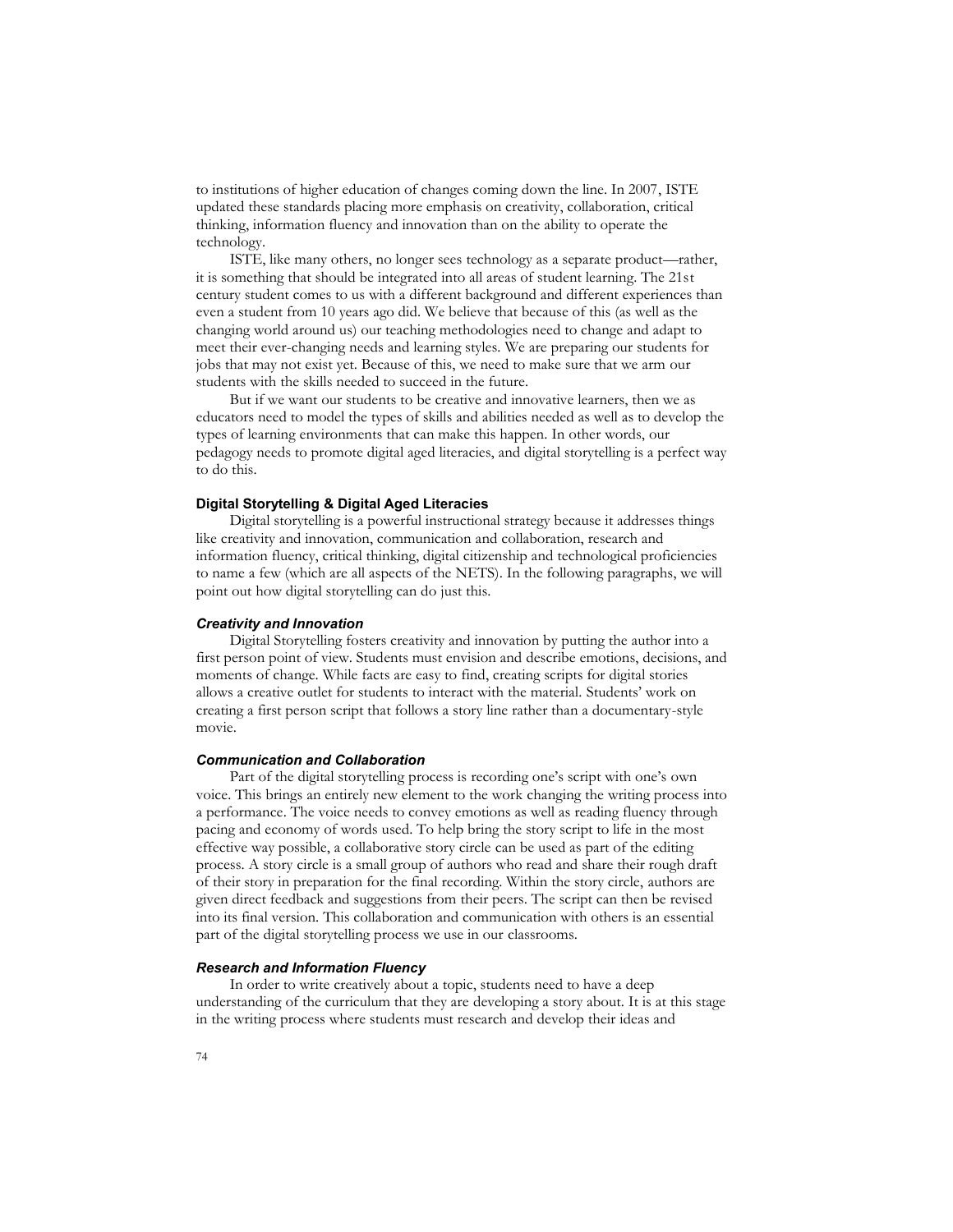to institutions of higher education of changes coming down the line. In 2007, ISTE updated these standards placing more emphasis on creativity, collaboration, critical thinking, information fluency and innovation than on the ability to operate the technology.

ISTE, like many others, no longer sees technology as a separate product—rather, it is something that should be integrated into all areas of student learning. The 21st century student comes to us with a different background and different experiences than even a student from 10 years ago did. We believe that because of this (as well as the changing world around us) our teaching methodologies need to change and adapt to meet their ever-changing needs and learning styles. We are preparing our students for jobs that may not exist yet. Because of this, we need to make sure that we arm our students with the skills needed to succeed in the future.

But if we want our students to be creative and innovative learners, then we as educators need to model the types of skills and abilities needed as well as to develop the types of learning environments that can make this happen. In other words, our pedagogy needs to promote digital aged literacies, and digital storytelling is a perfect way to do this.

## Digital Storytelling & Digital Aged Literacies

Digital storytelling is a powerful instructional strategy because it addresses things like creativity and innovation, communication and collaboration, research and information fluency, critical thinking, digital citizenship and technological proficiencies to name a few (which are all aspects of the NETS). In the following paragraphs, we will point out how digital storytelling can do just this.

### *Creativity and Innovation*

Digital Storytelling fosters creativity and innovation by putting the author into a first person point of view. Students must envision and describe emotions, decisions, and moments of change. While facts are easy to find, creating scripts for digital stories allows a creative outlet for students to interact with the material. Students' work on creating a first person script that follows a story line rather than a documentary-style movie.

### *Communication and Collaboration*

Part of the digital storytelling process is recording one's script with one's own voice. This brings an entirely new element to the work changing the writing process into a performance. The voice needs to convey emotions as well as reading fluency through pacing and economy of words used. To help bring the story script to life in the most effective way possible, a collaborative story circle can be used as part of the editing process. A story circle is a small group of authors who read and share their rough draft of their story in preparation for the final recording. Within the story circle, authors are given direct feedback and suggestions from their peers. The script can then be revised into its final version. This collaboration and communication with others is an essential part of the digital storytelling process we use in our classrooms.

### *Research and Information Fluency*

In order to write creatively about a topic, students need to have a deep understanding of the curriculum that they are developing a story about. It is at this stage in the writing process where students must research and develop their ideas and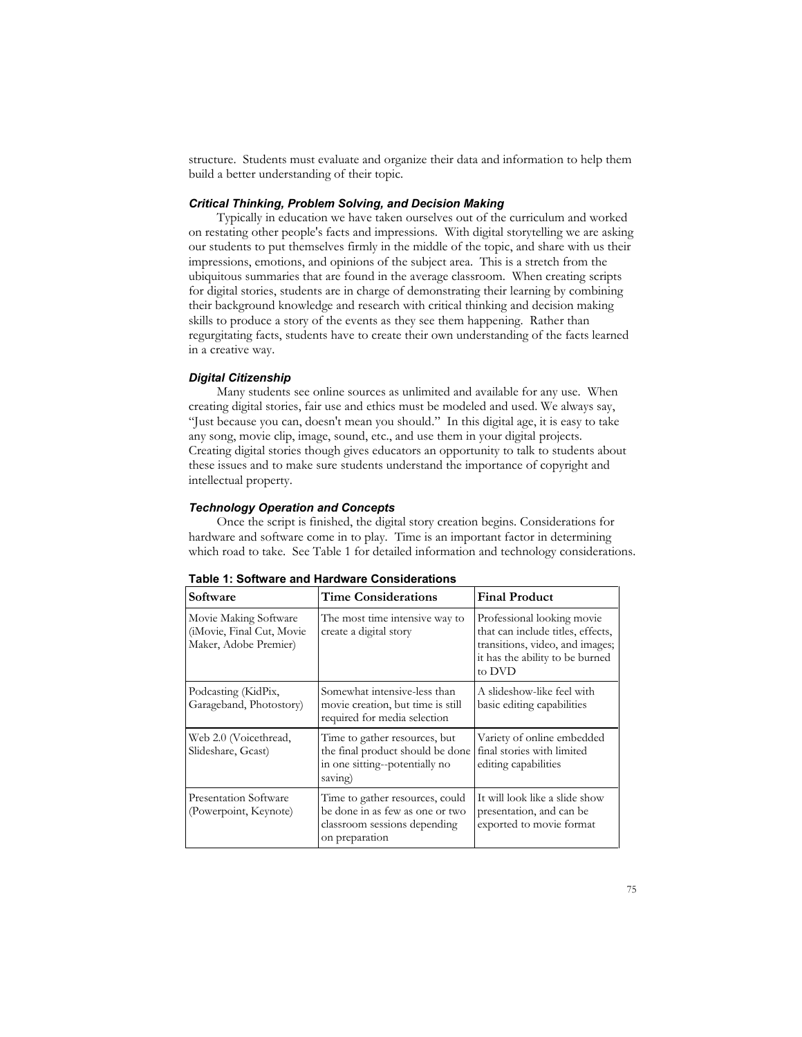structure. Students must evaluate and organize their data and information to help them build a better understanding of their topic.

### *Critical Thinking, Problem Solving, and Decision Making*

Typically in education we have taken ourselves out of the curriculum and worked on restating other people's facts and impressions. With digital storytelling we are asking our students to put themselves firmly in the middle of the topic, and share with us their impressions, emotions, and opinions of the subject area. This is a stretch from the ubiquitous summaries that are found in the average classroom. When creating scripts for digital stories, students are in charge of demonstrating their learning by combining their background knowledge and research with critical thinking and decision making skills to produce a story of the events as they see them happening. Rather than regurgitating facts, students have to create their own understanding of the facts learned in a creative way.

### *Digital Citizenship*

Many students see online sources as unlimited and available for any use. When creating digital stories, fair use and ethics must be modeled and used. We always say, "Just because you can, doesn't mean you should." In this digital age, it is easy to take any song, movie clip, image, sound, etc., and use them in your digital projects. Creating digital stories though gives educators an opportunity to talk to students about these issues and to make sure students understand the importance of copyright and intellectual property.

### *Technology Operation and Concepts*

Once the script is finished, the digital story creation begins. Considerations for hardware and software come in to play. Time is an important factor in determining which road to take. See Table 1 for detailed information and technology considerations.

**Table 1: Software and Hardware Considerations**

| Software | Time Considerations | Final Product |
|---|---|---|
| Movie Making Software (iMovie, Final Cut, Movie Maker, Adobe Premier) | The most time intensive way to create a digital story | Professional looking movie that can include titles, effects, transitions, video, and images; it has the ability to be burned to DVD |
| Podcasting (KidPix, Garageband, Photostory) | Somewhat intensive-less than movie creation, but time is still required for media selection | A slideshow-like feel with basic editing capabilities |
| Web 2.0 (Voicethread, Slideshare, Gcast) | Time to gather resources, but the final product should be done in one sitting--potentially no saving) | Variety of online embedded final stories with limited editing capabilities |
| Presentation Software (Powerpoint, Keynote) | Time to gather resources, could be done in as few as one or two classroom sessions depending on preparation | It will look like a slide show presentation, and can be exported to movie format |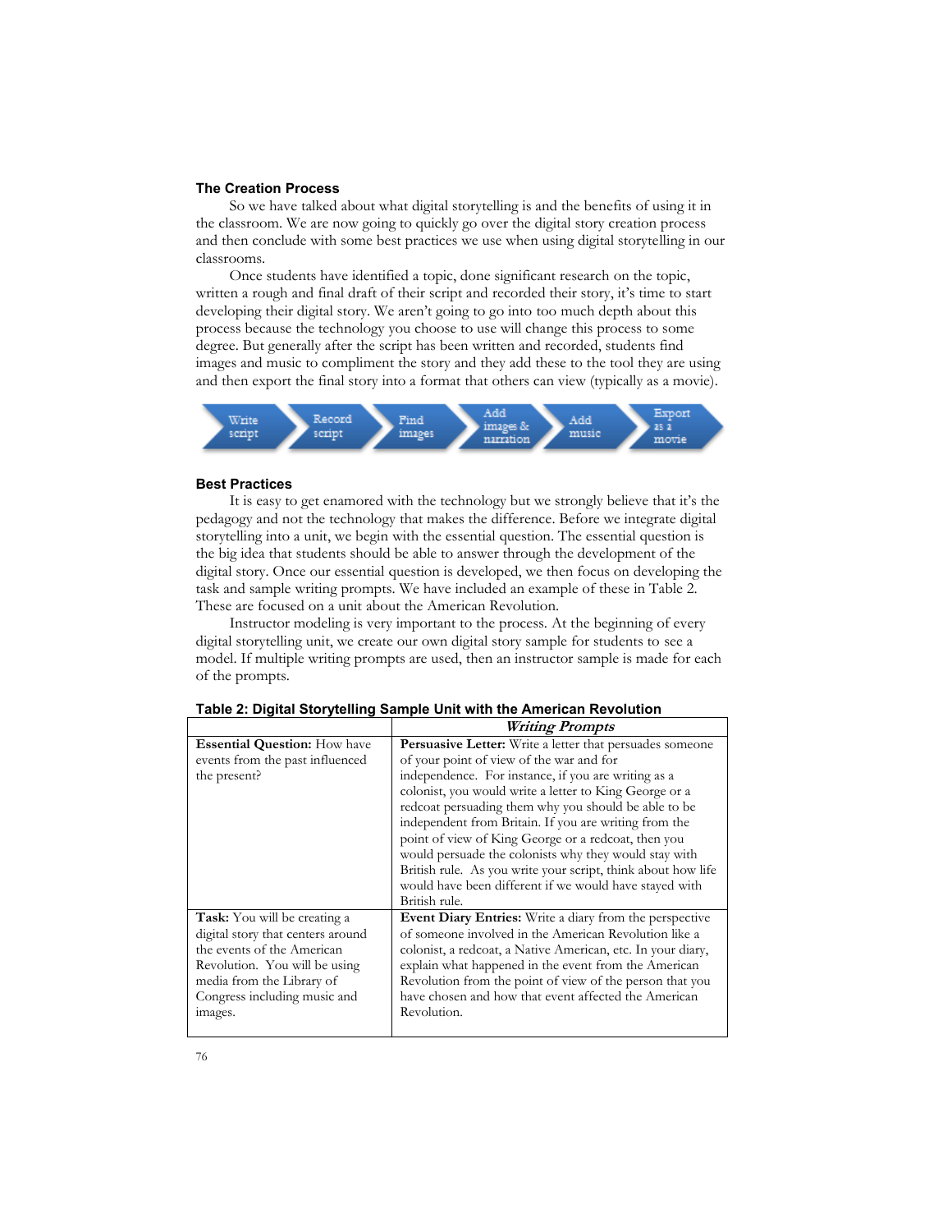### The Creation Process

So we have talked about what digital storytelling is and the benefits of using it in the classroom. We are now going to quickly go over the digital story creation process and then conclude with some best practices we use when using digital storytelling in our classrooms.

Once students have identified a topic, done significant research on the topic, written a rough and final draft of their script and recorded their story, it's time to start developing their digital story. We aren't going to go into too much depth about this process because the technology you choose to use will change this process to some degree. But generally after the script has been written and recorded, students find images and music to compliment the story and they add these to the tool they are using and then export the final story into a format that others can view (typically as a movie).

Write script → Record script → Find images → Add images & narration → Add music → Export as a movie

### Best Practices

It is easy to get enamored with the technology but we strongly believe that it's the pedagogy and not the technology that makes the difference. Before we integrate digital storytelling into a unit, we begin with the essential question. The essential question is the big idea that students should be able to answer through the development of the digital story. Once our essential question is developed, we then focus on developing the task and sample writing prompts. We have included an example of these in Table 2. These are focused on a unit about the American Revolution.

Instructor modeling is very important to the process. At the beginning of every digital storytelling unit, we create our own digital story sample for students to see a model. If multiple writing prompts are used, then an instructor sample is made for each of the prompts.

**Table 2: Digital Storytelling Sample Unit with the American Revolution**

| | ***Writing Prompts*** |
|---|---|
| **Essential Question:** How have events from the past influenced the present? | **Persuasive Letter:** Write a letter that persuades someone of your point of view of the war and for independence. For instance, if you are writing as a colonist, you would write a letter to King George or a redcoat persuading them why you should be able to be independent from Britain. If you are writing from the point of view of King George or a redcoat, then you would persuade the colonists why they would stay with British rule. As you write your script, think about how life would have been different if we would have stayed with British rule. |
| **Task:** You will be creating a digital story that centers around the events of the American Revolution. You will be using media from the Library of Congress including music and images. | **Event Diary Entries:** Write a diary from the perspective of someone involved in the American Revolution like a colonist, a redcoat, a Native American, etc. In your diary, explain what happened in the event from the American Revolution from the point of view of the person that you have chosen and how that event affected the American Revolution. |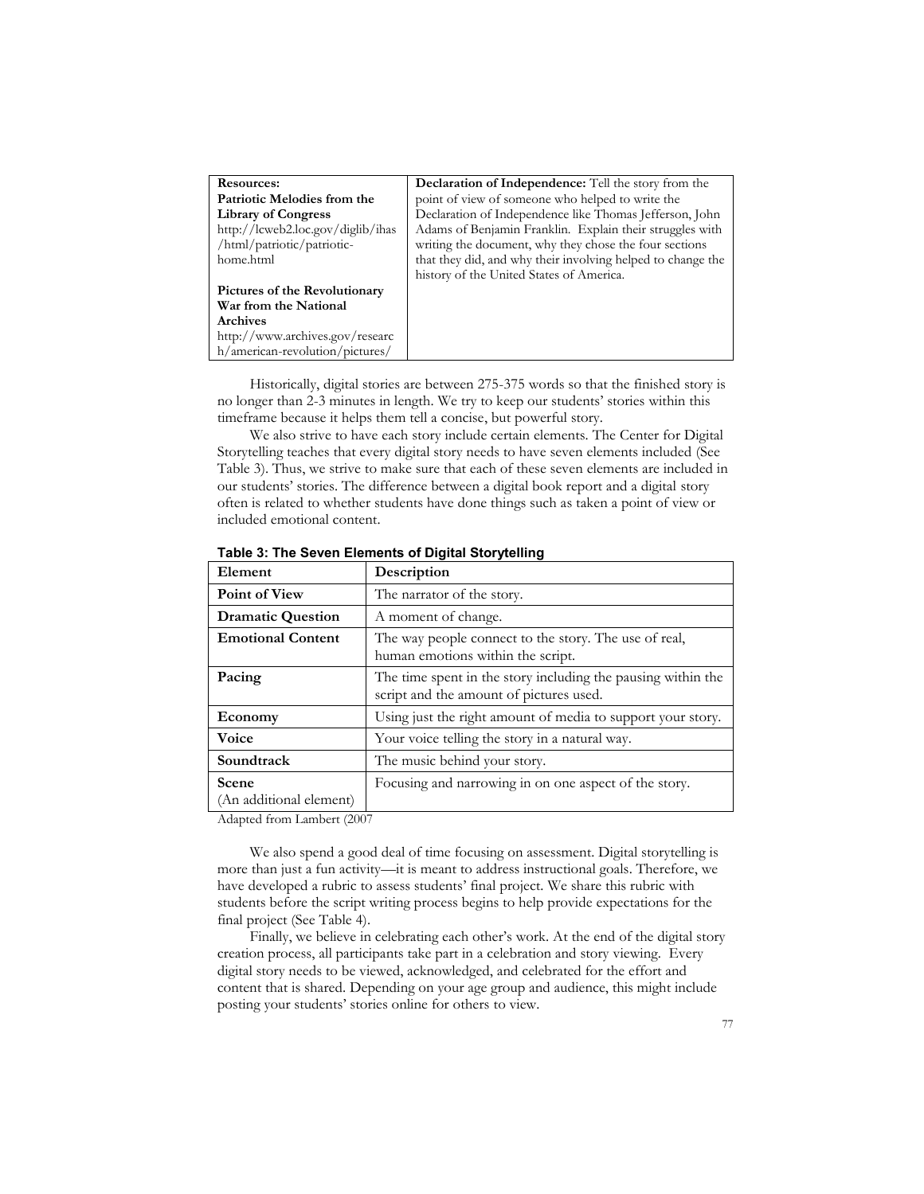| Resources:<br>**Patriotic Melodies from the Library of Congress**<br>http://lcweb2.loc.gov/diglib/ihas/html/patriotic/patriotic-home.html<br><br>**Pictures of the Revolutionary War from the National Archives**<br>http://www.archives.gov/research/american-revolution/pictures/ | **Declaration of Independence:** Tell the story from the point of view of someone who helped to write the Declaration of Independence like Thomas Jefferson, John Adams of Benjamin Franklin. Explain their struggles with writing the document, why they chose the four sections that they did, and why their involving helped to change the history of the United States of America. |
|---|---|

Historically, digital stories are between 275-375 words so that the finished story is no longer than 2-3 minutes in length. We try to keep our students' stories within this timeframe because it helps them tell a concise, but powerful story.

We also strive to have each story include certain elements. The Center for Digital Storytelling teaches that every digital story needs to have seven elements included (See Table 3). Thus, we strive to make sure that each of these seven elements are included in our students' stories. The difference between a digital book report and a digital story often is related to whether students have done things such as taken a point of view or included emotional content.

**Table 3: The Seven Elements of Digital Storytelling**

| Element | Description |
|---|---|
| **Point of View** | The narrator of the story. |
| **Dramatic Question** | A moment of change. |
| **Emotional Content** | The way people connect to the story. The use of real, human emotions within the script. |
| **Pacing** | The time spent in the story including the pausing within the script and the amount of pictures used. |
| **Economy** | Using just the right amount of media to support your story. |
| **Voice** | Your voice telling the story in a natural way. |
| **Soundtrack** | The music behind your story. |
| **Scene**<br>(An additional element) | Focusing and narrowing in on one aspect of the story. |

Adapted from Lambert (2007

We also spend a good deal of time focusing on assessment. Digital storytelling is more than just a fun activity—it is meant to address instructional goals. Therefore, we have developed a rubric to assess students' final project. We share this rubric with students before the script writing process begins to help provide expectations for the final project (See Table 4).

Finally, we believe in celebrating each other's work. At the end of the digital story creation process, all participants take part in a celebration and story viewing. Every digital story needs to be viewed, acknowledged, and celebrated for the effort and content that is shared. Depending on your age group and audience, this might include posting your students' stories online for others to view.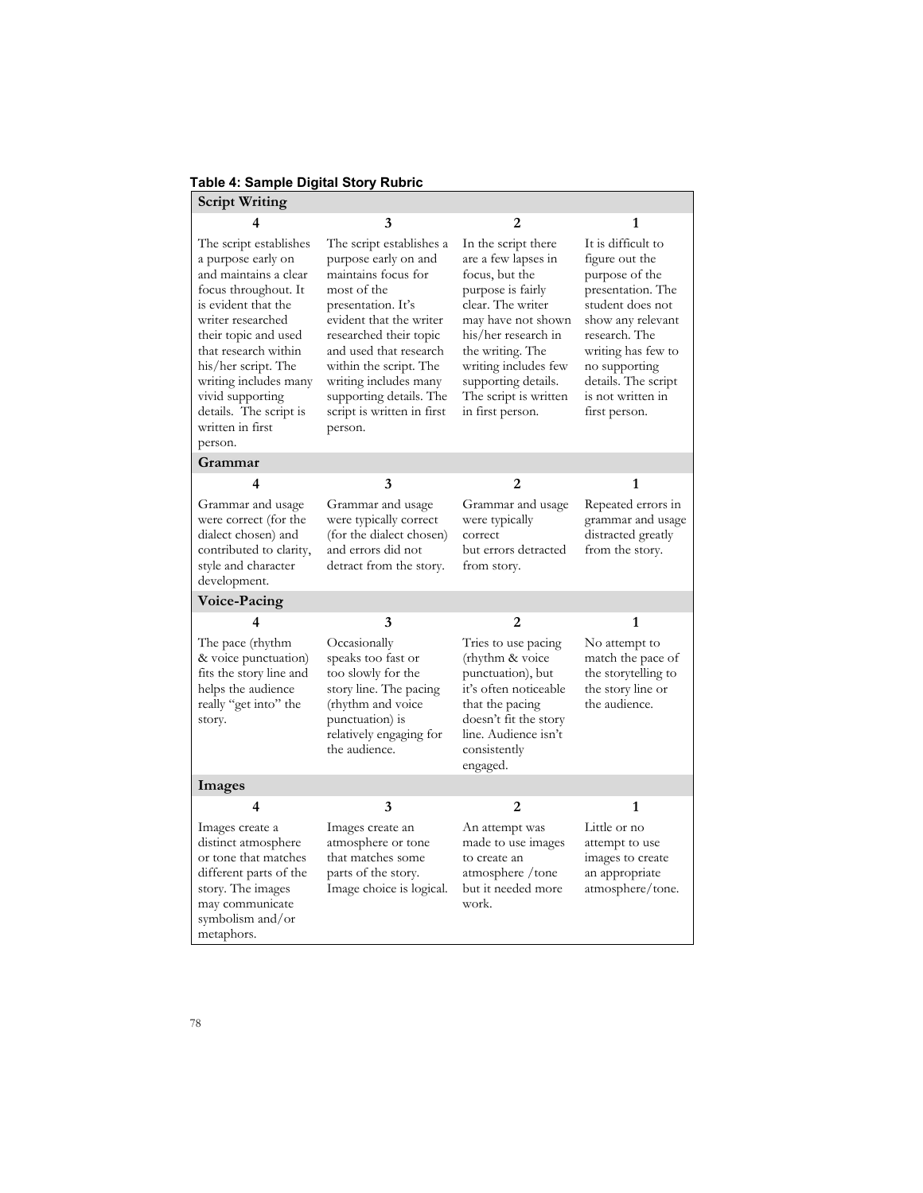**Table 4: Sample Digital Story Rubric**

| **Script Writing** | | | |
|---|---|---|---|
| **4** | **3** | **2** | **1** |
| The script establishes a purpose early on and maintains a clear focus throughout. It is evident that the writer researched their topic and used that research within his/her script. The writing includes many vivid supporting details. The script is written in first person. | The script establishes a purpose early on and maintains focus for most of the presentation. It's evident that the writer researched their topic and used that research within the script. The writing includes many supporting details. The script is written in first person. | In the script there are a few lapses in focus, but the purpose is fairly clear. The writer may have not shown his/her research in the writing. The writing includes few supporting details. The script is written in first person. | It is difficult to figure out the purpose of the presentation. The student does not show any relevant research. The writing has few to no supporting details. The script is not written in first person. |
| **Grammar** | | | |
| **4** | **3** | **2** | **1** |
| Grammar and usage were correct (for the dialect chosen) and contributed to clarity, style and character development. | Grammar and usage were typically correct (for the dialect chosen) and errors did not detract from the story. | Grammar and usage were typically correct but errors detracted from story. | Repeated errors in grammar and usage distracted greatly from the story. |
| **Voice-Pacing** | | | |
| **4** | **3** | **2** | **1** |
| The pace (rhythm & voice punctuation) fits the story line and helps the audience really "get into" the story. | Occasionally speaks too fast or too slowly for the story line. The pacing (rhythm and voice punctuation) is relatively engaging for the audience. | Tries to use pacing (rhythm & voice punctuation), but it's often noticeable that the pacing doesn't fit the story line. Audience isn't consistently engaged. | No attempt to match the pace of the storytelling to the story line or the audience. |
| **Images** | | | |
| **4** | **3** | **2** | **1** |
| Images create a distinct atmosphere or tone that matches different parts of the story. The images may communicate symbolism and/or metaphors. | Images create an atmosphere or tone that matches some parts of the story. Image choice is logical. | An attempt was made to use images to create an atmosphere /tone but it needed more work. | Little or no attempt to use images to create an appropriate atmosphere/tone. |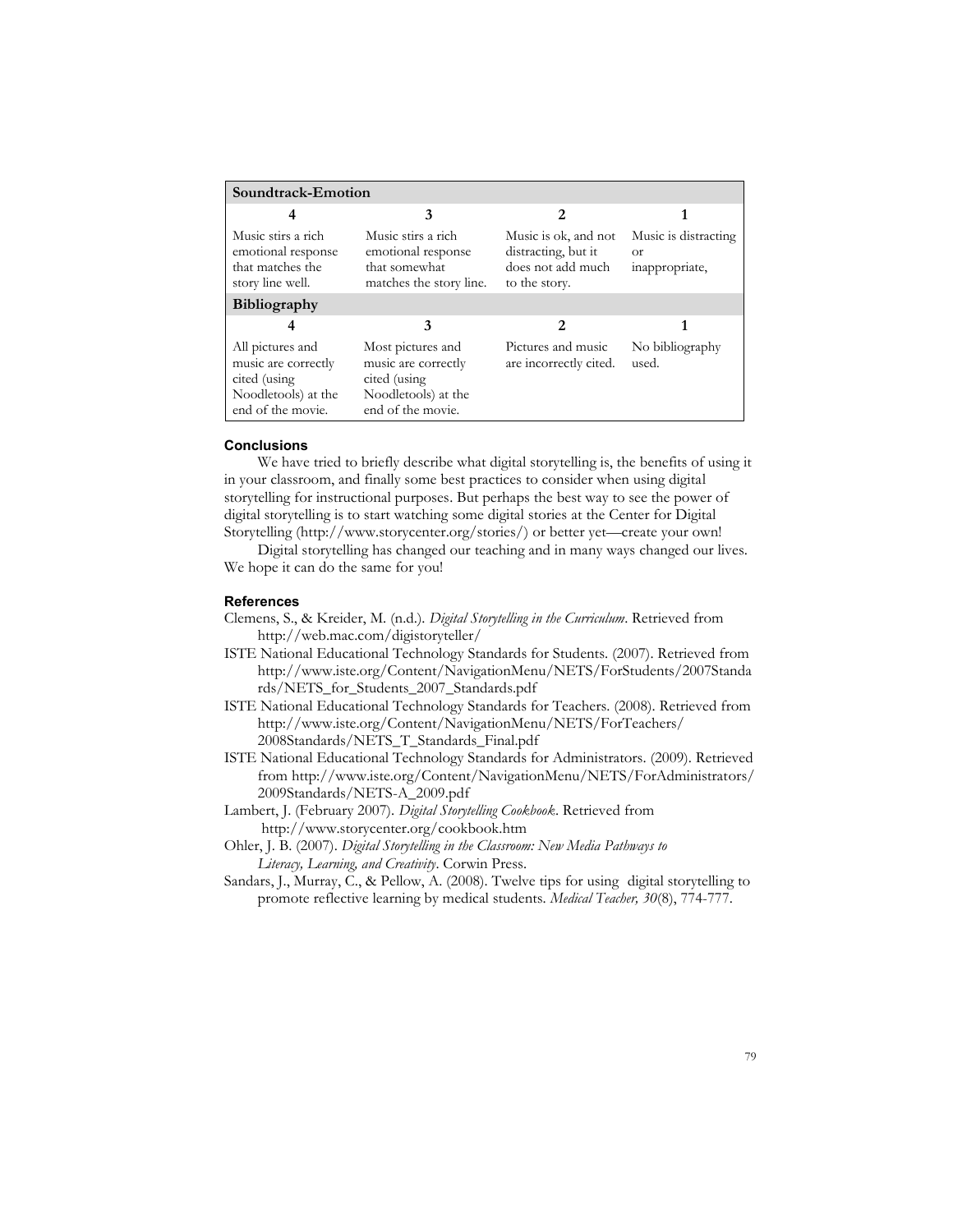| Soundtrack-Emotion | | | |
|---|---|---|---|
| **4** | **3** | **2** | **1** |
| Music stirs a rich emotional response that matches the story line well. | Music stirs a rich emotional response that somewhat matches the story line. | Music is ok, and not distracting, but it does not add much to the story. | Music is distracting or inappropriate, |
| **Bibliography** | | | |
| **4** | **3** | **2** | **1** |
| All pictures and music are correctly cited (using Noodletools) at the end of the movie. | Most pictures and music are correctly cited (using Noodletools) at the end of the movie. | Pictures and music are incorrectly cited. | No bibliography used. |

### Conclusions

We have tried to briefly describe what digital storytelling is, the benefits of using it in your classroom, and finally some best practices to consider when using digital storytelling for instructional purposes. But perhaps the best way to see the power of digital storytelling is to start watching some digital stories at the Center for Digital Storytelling (http://www.storycenter.org/stories/) or better yet—create your own!

Digital storytelling has changed our teaching and in many ways changed our lives. We hope it can do the same for you!

### References

Clemens, S., & Kreider, M. (n.d.). *Digital Storytelling in the Curriculum*. Retrieved from http://web.mac.com/digistoryteller/

ISTE National Educational Technology Standards for Students. (2007). Retrieved from http://www.iste.org/Content/NavigationMenu/NETS/ForStudents/2007Standards/NETS_for_Students_2007_Standards.pdf

ISTE National Educational Technology Standards for Teachers. (2008). Retrieved from http://www.iste.org/Content/NavigationMenu/NETS/ForTeachers/2008Standards/NETS_T_Standards_Final.pdf

ISTE National Educational Technology Standards for Administrators. (2009). Retrieved from http://www.iste.org/Content/NavigationMenu/NETS/ForAdministrators/2009Standards/NETS-A_2009.pdf

Lambert, J. (February 2007). *Digital Storytelling Cookbook*. Retrieved from http://www.storycenter.org/cookbook.htm

Ohler, J. B. (2007). *Digital Storytelling in the Classroom: New Media Pathways to Literacy, Learning, and Creativity*. Corwin Press.

Sandars, J., Murray, C., & Pellow, A. (2008). Twelve tips for using digital storytelling to promote reflective learning by medical students. *Medical Teacher, 30*(8), 774-777.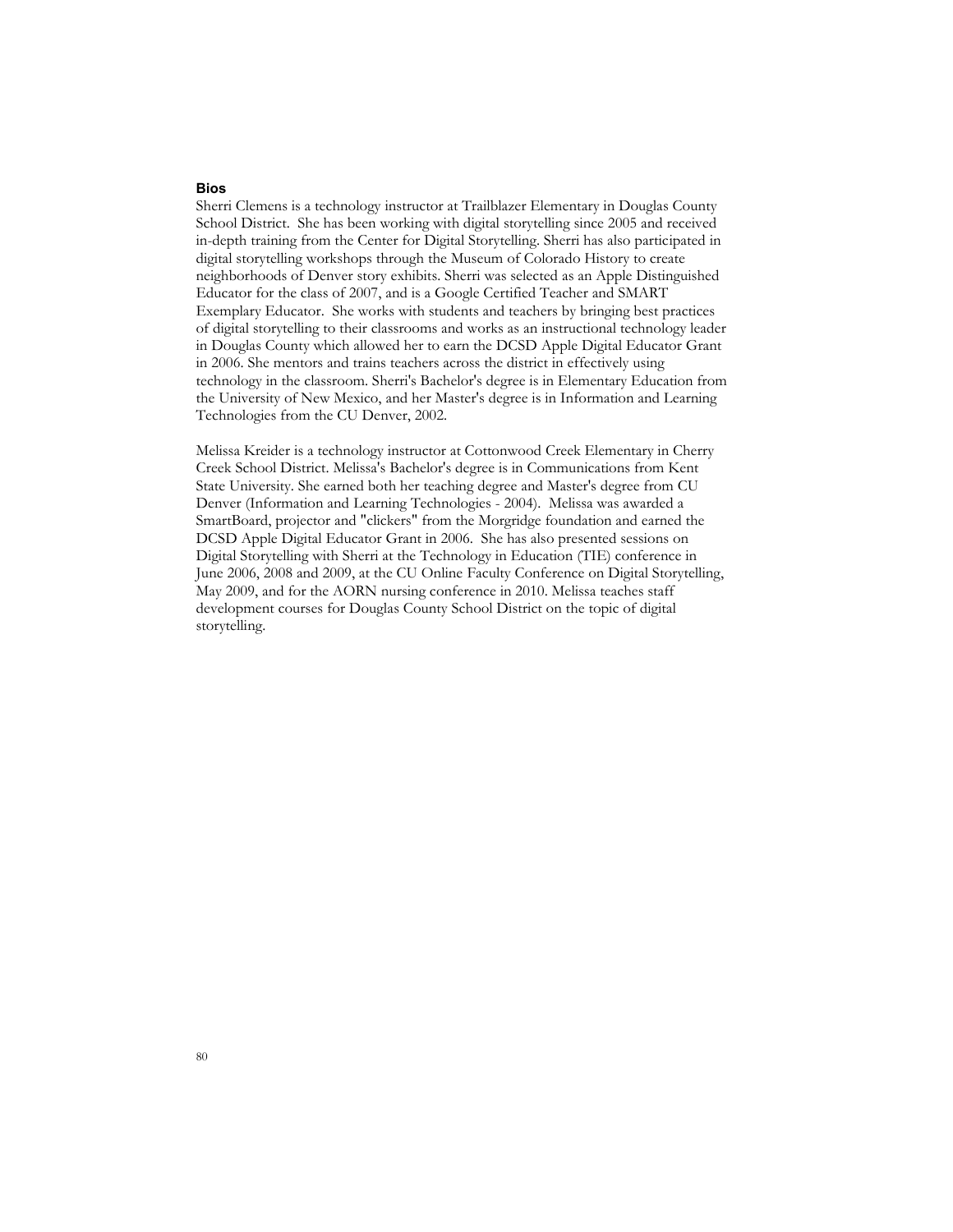**Bios**

Sherri Clemens is a technology instructor at Trailblazer Elementary in Douglas County School District. She has been working with digital storytelling since 2005 and received in-depth training from the Center for Digital Storytelling. Sherri has also participated in digital storytelling workshops through the Museum of Colorado History to create neighborhoods of Denver story exhibits. Sherri was selected as an Apple Distinguished Educator for the class of 2007, and is a Google Certified Teacher and SMART Exemplary Educator. She works with students and teachers by bringing best practices of digital storytelling to their classrooms and works as an instructional technology leader in Douglas County which allowed her to earn the DCSD Apple Digital Educator Grant in 2006. She mentors and trains teachers across the district in effectively using technology in the classroom. Sherri's Bachelor's degree is in Elementary Education from the University of New Mexico, and her Master's degree is in Information and Learning Technologies from the CU Denver, 2002.

Melissa Kreider is a technology instructor at Cottonwood Creek Elementary in Cherry Creek School District. Melissa's Bachelor's degree is in Communications from Kent State University. She earned both her teaching degree and Master's degree from CU Denver (Information and Learning Technologies - 2004). Melissa was awarded a SmartBoard, projector and "clickers" from the Morgridge foundation and earned the DCSD Apple Digital Educator Grant in 2006. She has also presented sessions on Digital Storytelling with Sherri at the Technology in Education (TIE) conference in June 2006, 2008 and 2009, at the CU Online Faculty Conference on Digital Storytelling, May 2009, and for the AORN nursing conference in 2010. Melissa teaches staff development courses for Douglas County School District on the topic of digital storytelling.